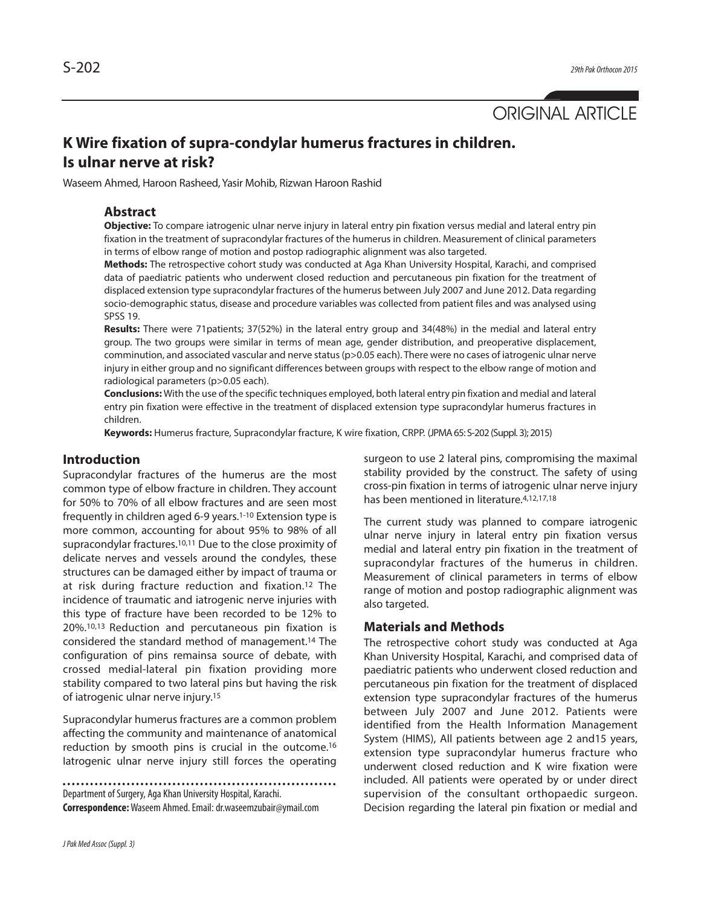ORIGINAL ARTICLE

# K Wire fixation of supra-condylar humerus fractures in children. Is ulnar nerve at risk?

Waseem Ahmed, Haroon Rasheed, Yasir Mohib, Rizwan Haroon Rashid

## Abstract

**Objective:** To compare iatrogenic ulnar nerve injury in lateral entry pin fixation versus medial and lateral entry pin fixation in the treatment of supracondylar fractures of the humerus in children. Measurement of clinical parameters in terms of elbow range of motion and postop radiographic alignment was also targeted.

**Methods:** The retrospective cohort study was conducted at Aga Khan University Hospital, Karachi, and comprised data of paediatric patients who underwent closed reduction and percutaneous pin fixation for the treatment of displaced extension type supracondylar fractures of the humerus between July 2007 and June 2012. Data regarding socio-demographic status, disease and procedure variables was collected from patient files and was analysed using SPSS 19.

**Results:** There were 71patients; 37(52%) in the lateral entry group and 34(48%) in the medial and lateral entry group. The two groups were similar in terms of mean age, gender distribution, and preoperative displacement, comminution, and associated vascular and nerve status (p>0.05 each). There were no cases of iatrogenic ulnar nerve injury in either group and no significant differences between groups with respect to the elbow range of motion and radiological parameters (p>0.05 each).

**Conclusions:** With the use of the specific techniques employed, both lateral entry pin fixation and medial and lateral entry pin fixation were effective in the treatment of displaced extension type supracondylar humerus fractures in children.

**Keywords:** Humerus fracture, Supracondylar fracture, K wire fixation, CRPP. (JPMA 65: S-202 (Suppl. 3); 2015)

## Introduction

Supracondylar fractures of the humerus are the most common type of elbow fracture in children. They account for 50% to 70% of all elbow fractures and are seen most frequently in children aged 6-9 years.[1-10] Extension type is more common, accounting for about 95% to 98% of all supracondylar fractures.[10,11] Due to the close proximity of delicate nerves and vessels around the condyles, these structures can be damaged either by impact of trauma or at risk during fracture reduction and fixation.[12] The incidence of traumatic and iatrogenic nerve injuries with this type of fracture have been recorded to be 12% to 20%.[10,13] Reduction and percutaneous pin fixation is considered the standard method of management.[14] The configuration of pins remainsa source of debate, with crossed medial-lateral pin fixation providing more stability compared to two lateral pins but having the risk of iatrogenic ulnar nerve injury.[15]

Supracondylar humerus fractures are a common problem affecting the community and maintenance of anatomical reduction by smooth pins is crucial in the outcome.[16] Iatrogenic ulnar nerve injury still forces the operating surgeon to use 2 lateral pins, compromising the maximal stability provided by the construct. The safety of using cross-pin fixation in terms of iatrogenic ulnar nerve injury has been mentioned in literature.[4,12,17,18]

The current study was planned to compare iatrogenic ulnar nerve injury in lateral entry pin fixation versus medial and lateral entry pin fixation in the treatment of supracondylar fractures of the humerus in children. Measurement of clinical parameters in terms of elbow range of motion and postop radiographic alignment was also targeted.

## Materials and Methods

The retrospective cohort study was conducted at Aga Khan University Hospital, Karachi, and comprised data of paediatric patients who underwent closed reduction and percutaneous pin fixation for the treatment of displaced extension type supracondylar fractures of the humerus between July 2007 and June 2012. Patients were identified from the Health Information Management System (HIMS), All patients between age 2 and15 years, extension type supracondylar humerus fracture who underwent closed reduction and K wire fixation were included. All patients were operated by or under direct supervision of the consultant orthopaedic surgeon. Decision regarding the lateral pin fixation or medial and

Department of Surgery, Aga Khan University Hospital, Karachi.
**Correspondence:** Waseem Ahmed. Email: dr.waseemzubair@ymail.com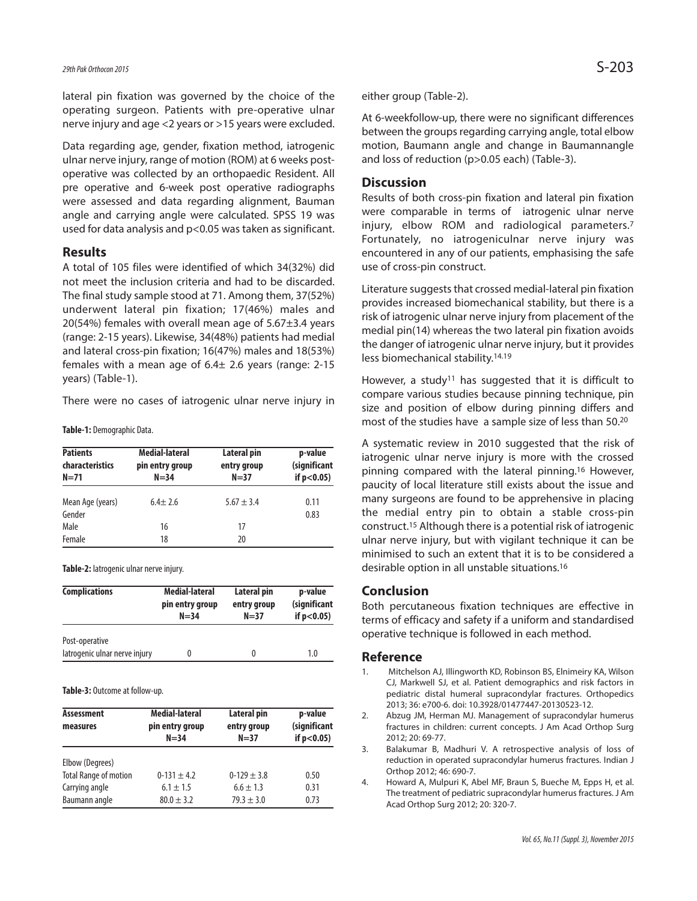lateral pin fixation was governed by the choice of the operating surgeon. Patients with pre-operative ulnar nerve injury and age <2 years or >15 years were excluded.

Data regarding age, gender, fixation method, iatrogenic ulnar nerve injury, range of motion (ROM) at 6 weeks post-operative was collected by an orthopaedic Resident. All pre operative and 6-week post operative radiographs were assessed and data regarding alignment, Bauman angle and carrying angle were calculated. SPSS 19 was used for data analysis and p<0.05 was taken as significant.

## Results

A total of 105 files were identified of which 34(32%) did not meet the inclusion criteria and had to be discarded. The final study sample stood at 71. Among them, 37(52%) underwent lateral pin fixation; 17(46%) males and 20(54%) females with overall mean age of 5.67±3.4 years (range: 2-15 years). Likewise, 34(48%) patients had medial and lateral cross-pin fixation; 16(47%) males and 18(53%) females with a mean age of 6.4± 2.6 years (range: 2-15 years) (Table-1).

There were no cases of iatrogenic ulnar nerve injury in either group (Table-2).

**Table-1:** Demographic Data.

| Patients characteristics N=71 | Medial-lateral pin entry group N=34 | Lateral pin entry group N=37 | p-value (significant if p<0.05) |
|---|---|---|---|
| Mean Age (years) | 6.4± 2.6 | 5.67 ± 3.4 | 0.11 |
| Gender | | | 0.83 |
| Male | 16 | 17 | |
| Female | 18 | 20 | |

**Table-2:** Iatrogenic ulnar nerve injury.

| Complications | Medial-lateral pin entry group N=34 | Lateral pin entry group N=37 | p-value (significant if p<0.05) |
|---|---|---|---|
| Post-operative | | | |
| Iatrogenic ulnar nerve injury | 0 | 0 | 1.0 |

**Table-3:** Outcome at follow-up.

| Assessment measures | Medial-lateral pin entry group N=34 | Lateral pin entry group N=37 | p-value (significant if p<0.05) |
|---|---|---|---|
| Elbow (Degrees) | | | |
| Total Range of motion | 0-131 ± 4.2 | 0-129 ± 3.8 | 0.50 |
| Carrying angle | 6.1 ± 1.5 | 6.6 ± 1.3 | 0.31 |
| Baumann angle | 80.0 ± 3.2 | 79.3 ± 3.0 | 0.73 |

At 6-weekfollow-up, there were no significant differences between the groups regarding carrying angle, total elbow motion, Baumann angle and change in Baumannangle and loss of reduction (p>0.05 each) (Table-3).

## Discussion

Results of both cross-pin fixation and lateral pin fixation were comparable in terms of iatrogenic ulnar nerve injury, elbow ROM and radiological parameters.[7] Fortunately, no iatrogeniculnar nerve injury was encountered in any of our patients, emphasising the safe use of cross-pin construct.

Literature suggests that crossed medial-lateral pin fixation provides increased biomechanical stability, but there is a risk of iatrogenic ulnar nerve injury from placement of the medial pin(14) whereas the two lateral pin fixation avoids the danger of iatrogenic ulnar nerve injury, but it provides less biomechanical stability.[14,19]

However, a study[11] has suggested that it is difficult to compare various studies because pinning technique, pin size and position of elbow during pinning differs and most of the studies have a sample size of less than 50.[20]

A systematic review in 2010 suggested that the risk of iatrogenic ulnar nerve injury is more with the crossed pinning compared with the lateral pinning.[16] However, paucity of local literature still exists about the issue and many surgeons are found to be apprehensive in placing the medial entry pin to obtain a stable cross-pin construct.[15] Although there is a potential risk of iatrogenic ulnar nerve injury, but with vigilant technique it can be minimised to such an extent that it is to be considered a desirable option in all unstable situations.[16]

## Conclusion

Both percutaneous fixation techniques are effective in terms of efficacy and safety if a uniform and standardised operative technique is followed in each method.

## Reference

1. Mitchelson AJ, Illingworth KD, Robinson BS, Elnimeiry KA, Wilson CJ, Markwell SJ, et al. Patient demographics and risk factors in pediatric distal humeral supracondylar fractures. Orthopedics 2013; 36: e700-6. doi: 10.3928/01477447-20130523-12.
2. Abzug JM, Herman MJ. Management of supracondylar humerus fractures in children: current concepts. J Am Acad Orthop Surg 2012; 20: 69-77.
3. Balakumar B, Madhuri V. A retrospective analysis of loss of reduction in operated supracondylar humerus fractures. Indian J Orthop 2012; 46: 690-7.
4. Howard A, Mulpuri K, Abel MF, Braun S, Bueche M, Epps H, et al. The treatment of pediatric supracondylar humerus fractures. J Am Acad Orthop Surg 2012; 20: 320-7.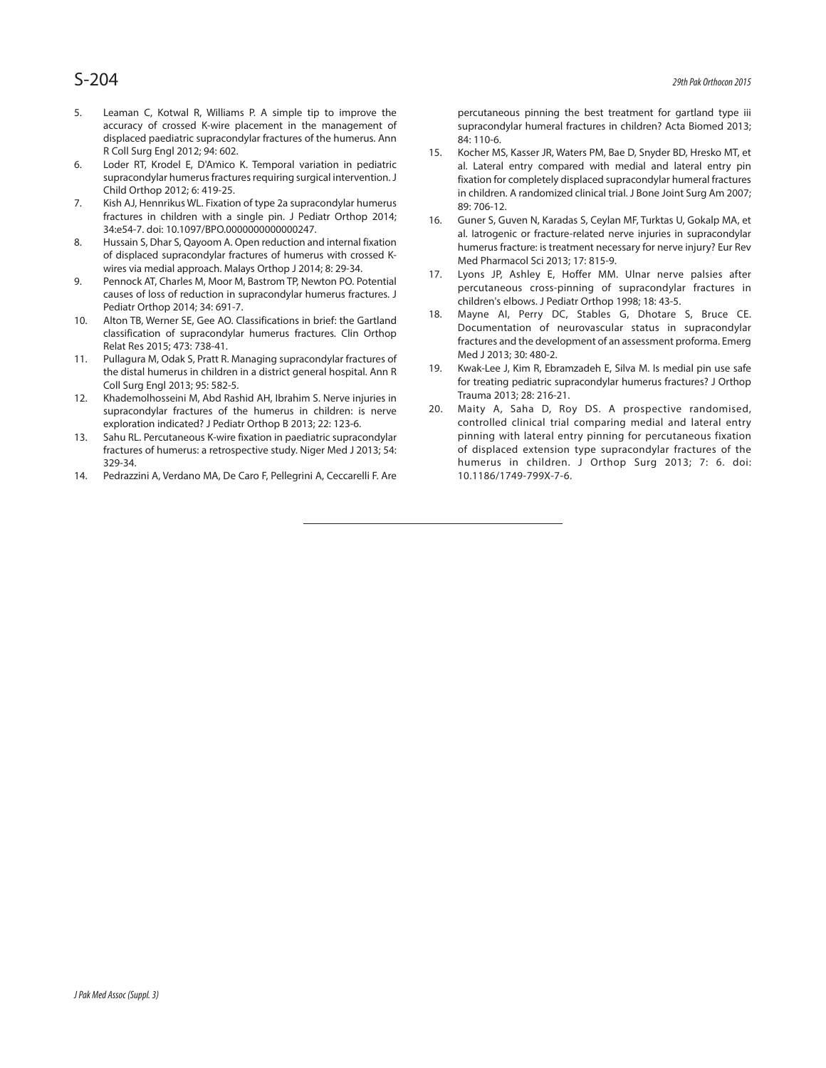5. Leaman C, Kotwal R, Williams P. A simple tip to improve the accuracy of crossed K-wire placement in the management of displaced paediatric supracondylar fractures of the humerus. Ann R Coll Surg Engl 2012; 94: 602.
6. Loder RT, Krodel E, D'Amico K. Temporal variation in pediatric supracondylar humerus fractures requiring surgical intervention. J Child Orthop 2012; 6: 419-25.
7. Kish AJ, Hennrikus WL. Fixation of type 2a supracondylar humerus fractures in children with a single pin. J Pediatr Orthop 2014; 34:e54-7. doi: 10.1097/BPO.0000000000000247.
8. Hussain S, Dhar S, Qayoom A. Open reduction and internal fixation of displaced supracondylar fractures of humerus with crossed K-wires via medial approach. Malays Orthop J 2014; 8: 29-34.
9. Pennock AT, Charles M, Moor M, Bastrom TP, Newton PO. Potential causes of loss of reduction in supracondylar humerus fractures. J Pediatr Orthop 2014; 34: 691-7.
10. Alton TB, Werner SE, Gee AO. Classifications in brief: the Gartland classification of supracondylar humerus fractures. Clin Orthop Relat Res 2015; 473: 738-41.
11. Pullagura M, Odak S, Pratt R. Managing supracondylar fractures of the distal humerus in children in a district general hospital. Ann R Coll Surg Engl 2013; 95: 582-5.
12. Khademolhosseini M, Abd Rashid AH, Ibrahim S. Nerve injuries in supracondylar fractures of the humerus in children: is nerve exploration indicated? J Pediatr Orthop B 2013; 22: 123-6.
13. Sahu RL. Percutaneous K-wire fixation in paediatric supracondylar fractures of humerus: a retrospective study. Niger Med J 2013; 54: 329-34.
14. Pedrazzini A, Verdano MA, De Caro F, Pellegrini A, Ceccarelli F. Are percutaneous pinning the best treatment for gartland type iii supracondylar humeral fractures in children? Acta Biomed 2013; 84: 110-6.
15. Kocher MS, Kasser JR, Waters PM, Bae D, Snyder BD, Hresko MT, et al. Lateral entry compared with medial and lateral entry pin fixation for completely displaced supracondylar humeral fractures in children. A randomized clinical trial. J Bone Joint Surg Am 2007; 89: 706-12.
16. Guner S, Guven N, Karadas S, Ceylan MF, Turktas U, Gokalp MA, et al. Iatrogenic or fracture-related nerve injuries in supracondylar humerus fracture: is treatment necessary for nerve injury? Eur Rev Med Pharmacol Sci 2013; 17: 815-9.
17. Lyons JP, Ashley E, Hoffer MM. Ulnar nerve palsies after percutaneous cross-pinning of supracondylar fractures in children's elbows. J Pediatr Orthop 1998; 18: 43-5.
18. Mayne AI, Perry DC, Stables G, Dhotare S, Bruce CE. Documentation of neurovascular status in supracondylar fractures and the development of an assessment proforma. Emerg Med J 2013; 30: 480-2.
19. Kwak-Lee J, Kim R, Ebramzadeh E, Silva M. Is medial pin use safe for treating pediatric supracondylar humerus fractures? J Orthop Trauma 2013; 28: 216-21.
20. Maity A, Saha D, Roy DS. A prospective randomised, controlled clinical trial comparing medial and lateral entry pinning with lateral entry pinning for percutaneous fixation of displaced extension type supracondylar fractures of the humerus in children. J Orthop Surg 2013; 7: 6. doi: 10.1186/1749-799X-7-6.